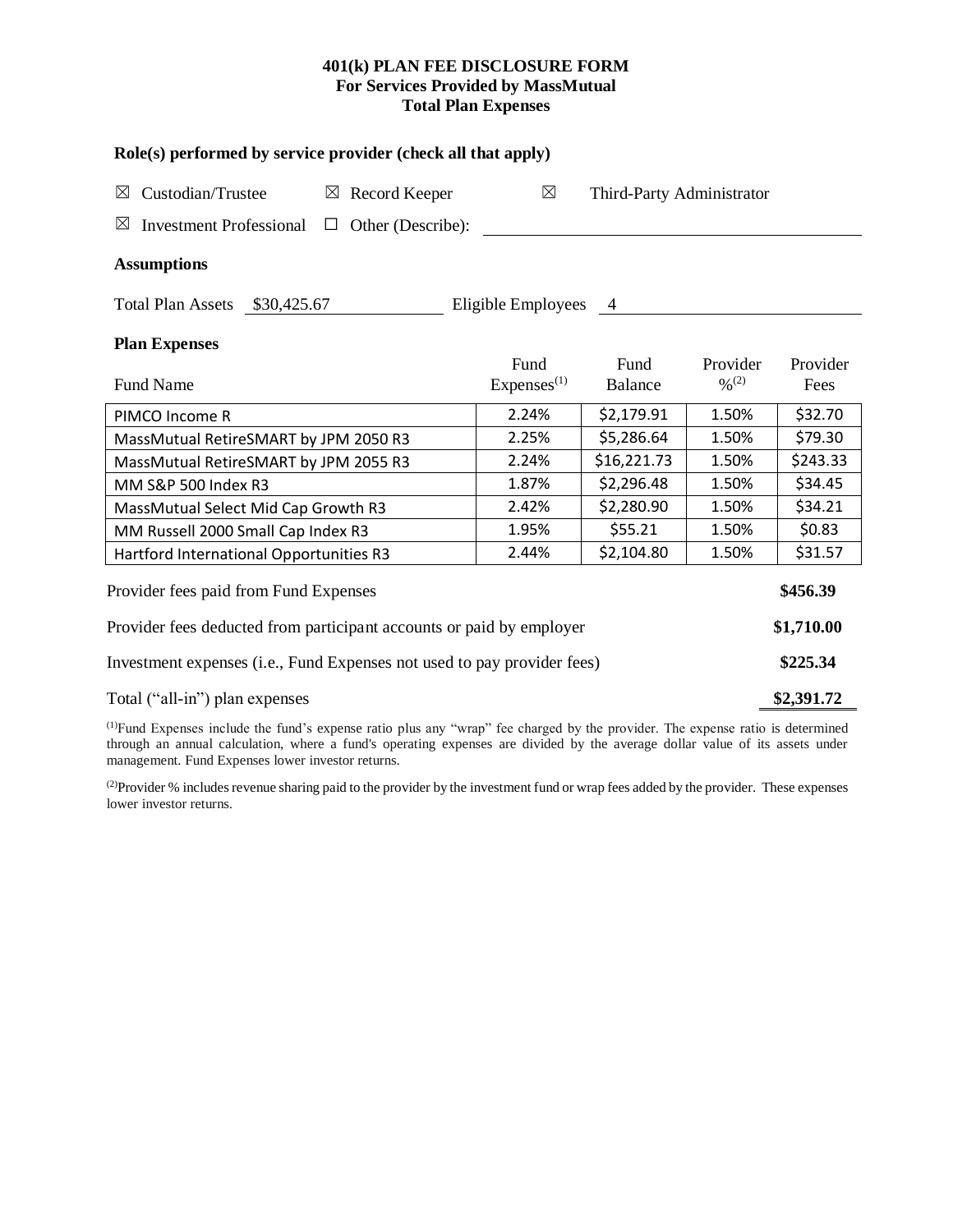**401(k) PLAN FEE DISCLOSURE FORM**
**For Services Provided by MassMutual**
**Total Plan Expenses**

### Role(s) performed by service provider (check all that apply)

☒ Custodian/Trustee ☒ Record Keeper ☒ Third-Party Administrator

☒ Investment Professional ☐ Other (Describe):

### Assumptions

Total Plan Assets $30,425.67 Eligible Employees 4

### Plan Expenses

| Fund Name | Fund Expenses[1] | Fund Balance | Provider %[2] | Provider Fees |
|---|---|---|---|---|
| PIMCO Income R | 2.24% | $2,179.91 | 1.50% | $32.70 |
| MassMutual RetireSMART by JPM 2050 R3 | 2.25% | $5,286.64 | 1.50% | $79.30 |
| MassMutual RetireSMART by JPM 2055 R3 | 2.24% | $16,221.73 | 1.50% | $243.33 |
| MM S&P 500 Index R3 | 1.87% | $2,296.48 | 1.50% | $34.45 |
| MassMutual Select Mid Cap Growth R3 | 2.42% | $2,280.90 | 1.50% | $34.21 |
| MM Russell 2000 Small Cap Index R3 | 1.95% | $55.21 | 1.50% | $0.83 |
| Hartford International Opportunities R3 | 2.44% | $2,104.80 | 1.50% | $31.57 |

| | |
|---|---|
| Provider fees paid from Fund Expenses | **$456.39** |
| Provider fees deducted from participant accounts or paid by employer | **$1,710.00** |
| Investment expenses (i.e., Fund Expenses not used to pay provider fees) | **$225.34** |
| Total ("all-in") plan expenses | **$2,391.72** |

[1]Fund Expenses include the fund's expense ratio plus any "wrap" fee charged by the provider. The expense ratio is determined through an annual calculation, where a fund's operating expenses are divided by the average dollar value of its assets under management. Fund Expenses lower investor returns.

[2]Provider % includes revenue sharing paid to the provider by the investment fund or wrap fees added by the provider. These expenses lower investor returns.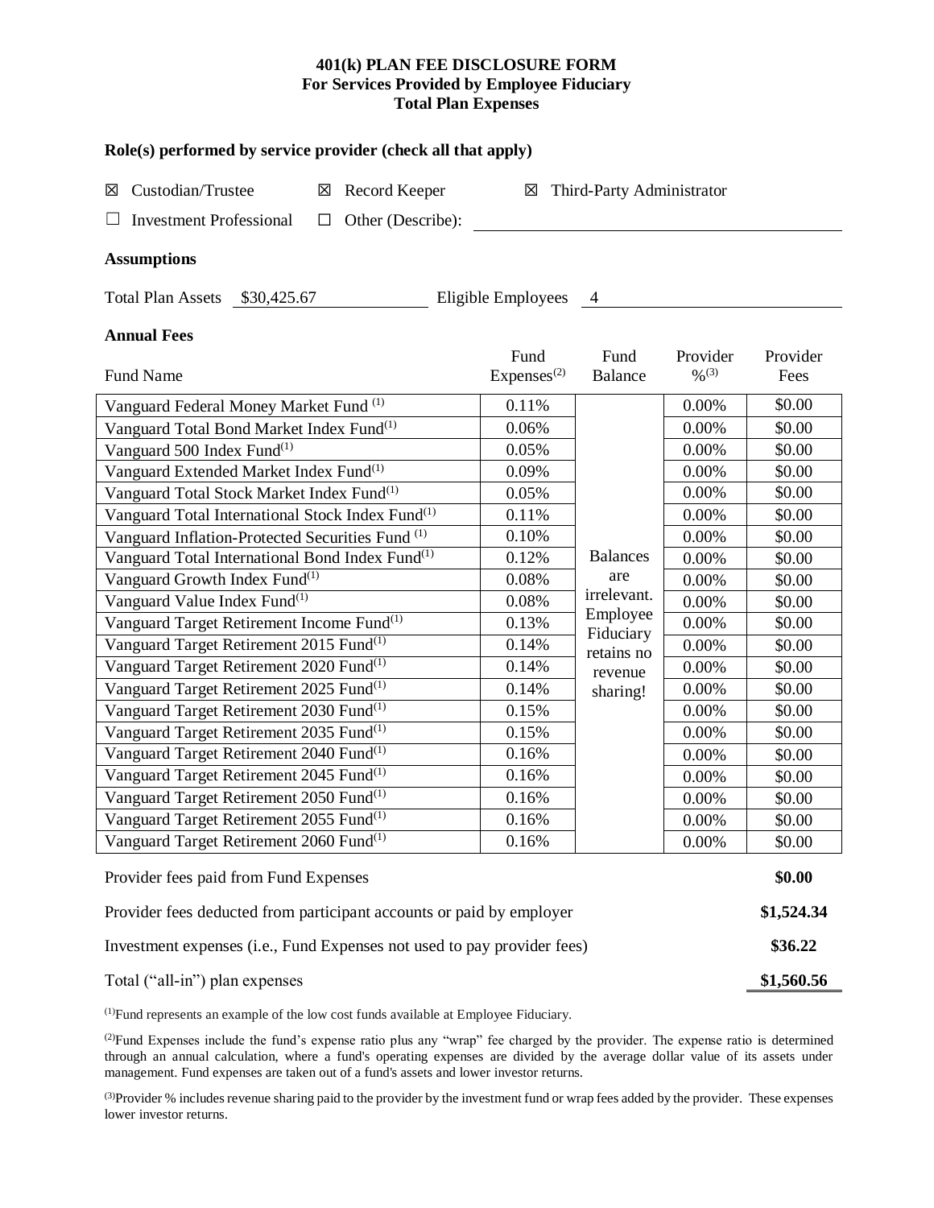**401(k) PLAN FEE DISCLOSURE FORM**
**For Services Provided by Employee Fiduciary**
**Total Plan Expenses**

### Role(s) performed by service provider (check all that apply)

☒ Custodian/Trustee ☒ Record Keeper ☒ Third-Party Administrator

☐ Investment Professional ☐ Other (Describe):

### Assumptions

Total Plan Assets $30,425.67 Eligible Employees 4

### Annual Fees

| Fund Name | Fund Expenses[2] | Fund Balance | Provider %[3] | Provider Fees |
|---|---|---|---|---|
| Vanguard Federal Money Market Fund [1] | 0.11% | Balances are irrelevant. Employee Fiduciary retains no revenue sharing! | 0.00% | $0.00 |
| Vanguard Total Bond Market Index Fund[1] | 0.06% | | 0.00% | $0.00 |
| Vanguard 500 Index Fund[1] | 0.05% | | 0.00% | $0.00 |
| Vanguard Extended Market Index Fund[1] | 0.09% | | 0.00% | $0.00 |
| Vanguard Total Stock Market Index Fund[1] | 0.05% | | 0.00% | $0.00 |
| Vanguard Total International Stock Index Fund[1] | 0.11% | | 0.00% | $0.00 |
| Vanguard Inflation-Protected Securities Fund [1] | 0.10% | | 0.00% | $0.00 |
| Vanguard Total International Bond Index Fund[1] | 0.12% | | 0.00% | $0.00 |
| Vanguard Growth Index Fund[1] | 0.08% | | 0.00% | $0.00 |
| Vanguard Value Index Fund[1] | 0.08% | | 0.00% | $0.00 |
| Vanguard Target Retirement Income Fund[1] | 0.13% | | 0.00% | $0.00 |
| Vanguard Target Retirement 2015 Fund[1] | 0.14% | | 0.00% | $0.00 |
| Vanguard Target Retirement 2020 Fund[1] | 0.14% | | 0.00% | $0.00 |
| Vanguard Target Retirement 2025 Fund[1] | 0.14% | | 0.00% | $0.00 |
| Vanguard Target Retirement 2030 Fund[1] | 0.15% | | 0.00% | $0.00 |
| Vanguard Target Retirement 2035 Fund[1] | 0.15% | | 0.00% | $0.00 |
| Vanguard Target Retirement 2040 Fund[1] | 0.16% | | 0.00% | $0.00 |
| Vanguard Target Retirement 2045 Fund[1] | 0.16% | | 0.00% | $0.00 |
| Vanguard Target Retirement 2050 Fund[1] | 0.16% | | 0.00% | $0.00 |
| Vanguard Target Retirement 2055 Fund[1] | 0.16% | | 0.00% | $0.00 |
| Vanguard Target Retirement 2060 Fund[1] | 0.16% | | 0.00% | $0.00 |

| | |
|---|---|
| Provider fees paid from Fund Expenses | **$0.00** |
| Provider fees deducted from participant accounts or paid by employer | **$1,524.34** |
| Investment expenses (i.e., Fund Expenses not used to pay provider fees) | **$36.22** |
| Total ("all-in") plan expenses | **$1,560.56** |

[1]Fund represents an example of the low cost funds available at Employee Fiduciary.

[2]Fund Expenses include the fund's expense ratio plus any "wrap" fee charged by the provider. The expense ratio is determined through an annual calculation, where a fund's operating expenses are divided by the average dollar value of its assets under management. Fund expenses are taken out of a fund's assets and lower investor returns.

[3]Provider % includes revenue sharing paid to the provider by the investment fund or wrap fees added by the provider. These expenses lower investor returns.